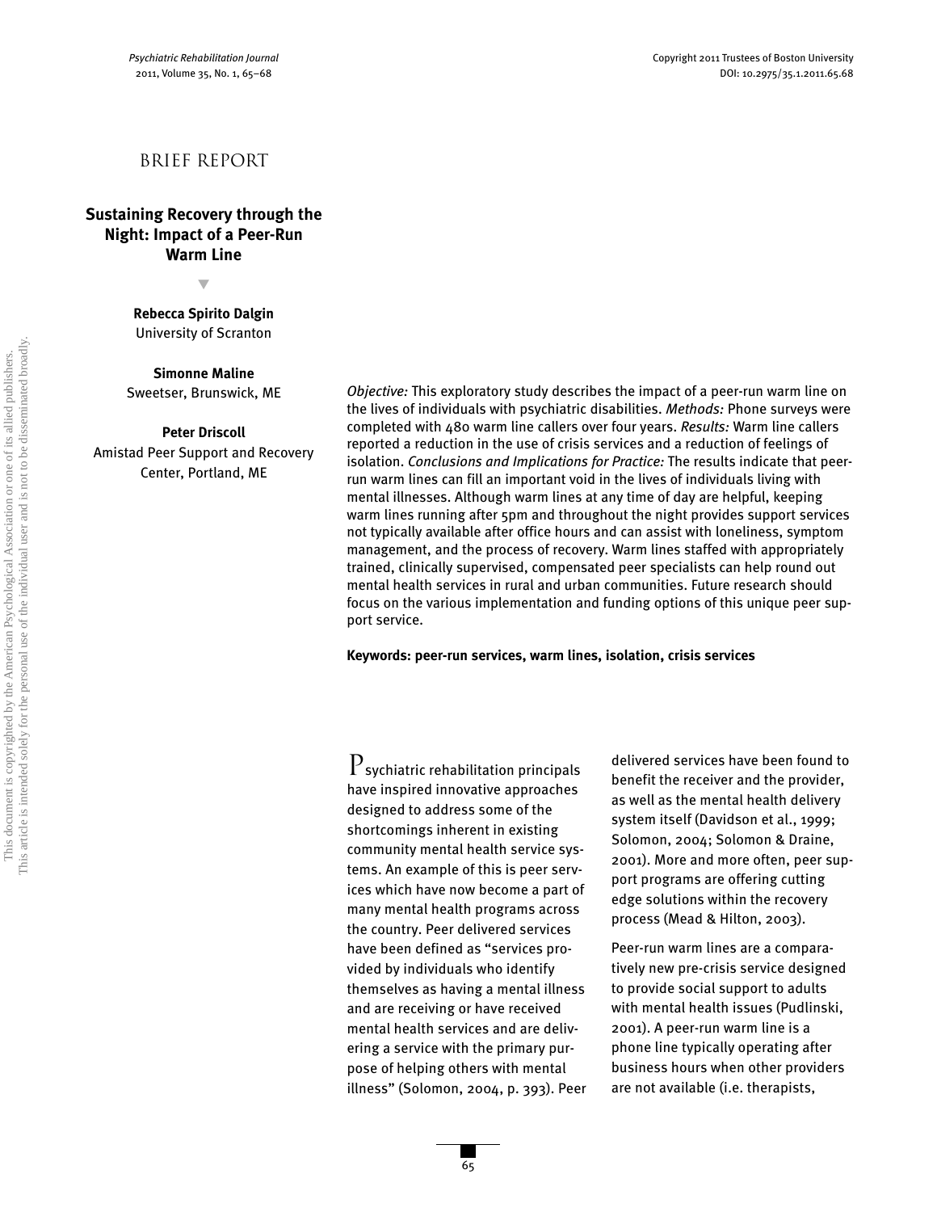BRIEF REPORT

# Sustaining Recovery through the Night: Impact of a Peer-Run Warm Line

**Rebecca Spirito Dalgin**
University of Scranton

**Simonne Maline**
Sweetser, Brunswick, ME

**Peter Driscoll**
Amistad Peer Support and Recovery Center, Portland, ME

*Objective:* This exploratory study describes the impact of a peer-run warm line on the lives of individuals with psychiatric disabilities. *Methods:* Phone surveys were completed with 480 warm line callers over four years. *Results:* Warm line callers reported a reduction in the use of crisis services and a reduction of feelings of isolation. *Conclusions and Implications for Practice:* The results indicate that peer-run warm lines can fill an important void in the lives of individuals living with mental illnesses. Although warm lines at any time of day are helpful, keeping warm lines running after 5pm and throughout the night provides support services not typically available after office hours and can assist with loneliness, symptom management, and the process of recovery. Warm lines staffed with appropriately trained, clinically supervised, compensated peer specialists can help round out mental health services in rural and urban communities. Future research should focus on the various implementation and funding options of this unique peer support service.

**Keywords: peer-run services, warm lines, isolation, crisis services**

Psychiatric rehabilitation principals have inspired innovative approaches designed to address some of the shortcomings inherent in existing community mental health service systems. An example of this is peer services which have now become a part of many mental health programs across the country. Peer delivered services have been defined as "services provided by individuals who identify themselves as having a mental illness and are receiving or have received mental health services and are delivering a service with the primary purpose of helping others with mental illness" (Solomon, 2004, p. 393). Peer delivered services have been found to benefit the receiver and the provider, as well as the mental health delivery system itself (Davidson et al., 1999; Solomon, 2004; Solomon & Draine, 2001). More and more often, peer support programs are offering cutting edge solutions within the recovery process (Mead & Hilton, 2003).

Peer-run warm lines are a comparatively new pre-crisis service designed to provide social support to adults with mental health issues (Pudlinski, 2001). A peer-run warm line is a phone line typically operating after business hours when other providers are not available (i.e. therapists,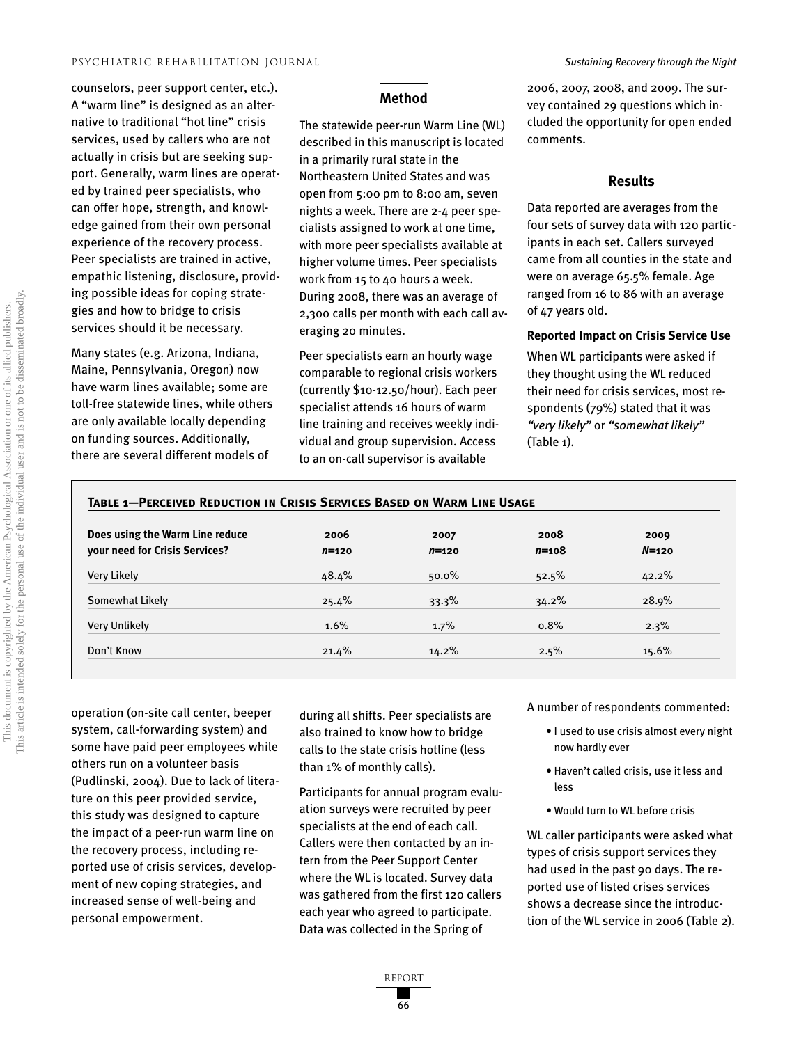counselors, peer support center, etc.). A "warm line" is designed as an alternative to traditional "hot line" crisis services, used by callers who are not actually in crisis but are seeking support. Generally, warm lines are operated by trained peer specialists, who can offer hope, strength, and knowledge gained from their own personal experience of the recovery process. Peer specialists are trained in active, empathic listening, disclosure, providing possible ideas for coping strategies and how to bridge to crisis services should it be necessary.

Many states (e.g. Arizona, Indiana, Maine, Pennsylvania, Oregon) now have warm lines available; some are toll-free statewide lines, while others are only available locally depending on funding sources. Additionally, there are several different models of operation (on-site call center, beeper system, call-forwarding system) and some have paid peer employees while others run on a volunteer basis (Pudlinski, 2004). Due to lack of literature on this peer provided service, this study was designed to capture the impact of a peer-run warm line on the recovery process, including reported use of crisis services, development of new coping strategies, and increased sense of well-being and personal empowerment.

## Method

The statewide peer-run Warm Line (WL) described in this manuscript is located in a primarily rural state in the Northeastern United States and was open from 5:00 pm to 8:00 am, seven nights a week. There are 2-4 peer specialists assigned to work at one time, with more peer specialists available at higher volume times. Peer specialists work from 15 to 40 hours a week. During 2008, there was an average of 2,300 calls per month with each call averaging 20 minutes.

Peer specialists earn an hourly wage comparable to regional crisis workers (currently $10-12.50/hour). Each peer specialist attends 16 hours of warm line training and receives weekly individual and group supervision. Access to an on-call supervisor is available during all shifts. Peer specialists are also trained to know how to bridge calls to the state crisis hotline (less than 1% of monthly calls).

Participants for annual program evaluation surveys were recruited by peer specialists at the end of each call. Callers were then contacted by an intern from the Peer Support Center where the WL is located. Survey data was gathered from the first 120 callers each year who agreed to participate. Data was collected in the Spring of 2006, 2007, 2008, and 2009. The survey contained 29 questions which included the opportunity for open ended comments.

## Results

Data reported are averages from the four sets of survey data with 120 participants in each set. Callers surveyed came from all counties in the state and were on average 65.5% female. Age ranged from 16 to 86 with an average of 47 years old.

**Reported Impact on Crisis Service Use**

When WL participants were asked if they thought using the WL reduced their need for crisis services, most respondents (79%) stated that it was *"very likely"* or *"somewhat likely"* (Table 1).

**Table 1—Perceived Reduction in Crisis Services Based on Warm Line Usage**

| Does using the Warm Line reduce your need for Crisis Services? | 2006 *n*=120 | 2007 *n*=120 | 2008 *n*=108 | 2009 *N*=120 |
|---|---|---|---|---|
| Very Likely | 48.4% | 50.0% | 52.5% | 42.2% |
| Somewhat Likely | 25.4% | 33.3% | 34.2% | 28.9% |
| Very Unlikely | 1.6% | 1.7% | 0.8% | 2.3% |
| Don't Know | 21.4% | 14.2% | 2.5% | 15.6% |

A number of respondents commented:

- I used to use crisis almost every night now hardly ever
- Haven't called crisis, use it less and less
- Would turn to WL before crisis

WL caller participants were asked what types of crisis support services they had used in the past 90 days. The reported use of listed crises services shows a decrease since the introduction of the WL service in 2006 (Table 2).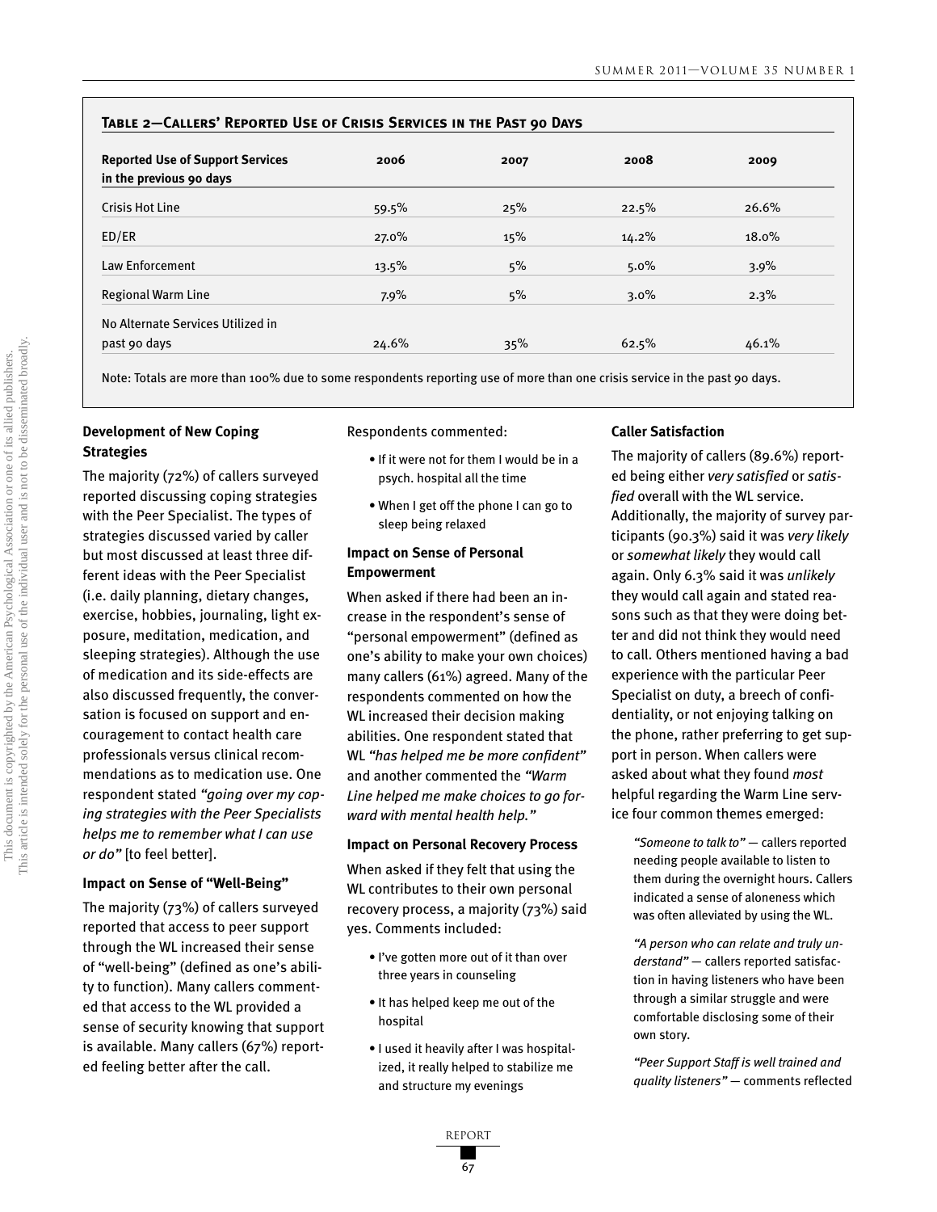**Table 2—Callers' Reported Use of Crisis Services in the Past 90 Days**

| Reported Use of Support Services in the previous 90 days | 2006 | 2007 | 2008 | 2009 |
|---|---|---|---|---|
| Crisis Hot Line | 59.5% | 25% | 22.5% | 26.6% |
| ED/ER | 27.0% | 15% | 14.2% | 18.0% |
| Law Enforcement | 13.5% | 5% | 5.0% | 3.9% |
| Regional Warm Line | 7.9% | 5% | 3.0% | 2.3% |
| No Alternate Services Utilized in past 90 days | 24.6% | 35% | 62.5% | 46.1% |

Note: Totals are more than 100% due to some respondents reporting use of more than one crisis service in the past 90 days.

### Development of New Coping Strategies

The majority (72%) of callers surveyed reported discussing coping strategies with the Peer Specialist. The types of strategies discussed varied by caller but most discussed at least three different ideas with the Peer Specialist (i.e. daily planning, dietary changes, exercise, hobbies, journaling, light exposure, meditation, medication, and sleeping strategies). Although the use of medication and its side-effects are also discussed frequently, the conversation is focused on support and encouragement to contact health care professionals versus clinical recommendations as to medication use. One respondent stated *"going over my coping strategies with the Peer Specialists helps me to remember what I can use or do"* [to feel better].

### Impact on Sense of "Well-Being"

The majority (73%) of callers surveyed reported that access to peer support through the WL increased their sense of "well-being" (defined as one's ability to function). Many callers commented that access to the WL provided a sense of security knowing that support is available. Many callers (67%) reported feeling better after the call.

Respondents commented:

- If it were not for them I would be in a psych. hospital all the time
- When I get off the phone I can go to sleep being relaxed

### Impact on Sense of Personal Empowerment

When asked if there had been an increase in the respondent's sense of "personal empowerment" (defined as one's ability to make your own choices) many callers (61%) agreed. Many of the respondents commented on how the WL increased their decision making abilities. One respondent stated that WL *"has helped me be more confident"* and another commented the *"Warm Line helped me make choices to go forward with mental health help."*

### Impact on Personal Recovery Process

When asked if they felt that using the WL contributes to their own personal recovery process, a majority (73%) said yes. Comments included:

- I've gotten more out of it than over three years in counseling
- It has helped keep me out of the hospital
- I used it heavily after I was hospitalized, it really helped to stabilize me and structure my evenings

### Caller Satisfaction

The majority of callers (89.6%) reported being either *very satisfied* or *satisfied* overall with the WL service. Additionally, the majority of survey participants (90.3%) said it was *very likely* or *somewhat likely* they would call again. Only 6.3% said it was *unlikely* they would call again and stated reasons such as that they were doing better and did not think they would need to call. Others mentioned having a bad experience with the particular Peer Specialist on duty, a breech of confidentiality, or not enjoying talking on the phone, rather preferring to get support in person. When callers were asked about what they found *most* helpful regarding the Warm Line service four common themes emerged:

*"Someone to talk to"* — callers reported needing people available to listen to them during the overnight hours. Callers indicated a sense of aloneness which was often alleviated by using the WL.

*"A person who can relate and truly understand"* — callers reported satisfaction in having listeners who have been through a similar struggle and were comfortable disclosing some of their own story.

*"Peer Support Staff is well trained and quality listeners"* — comments reflected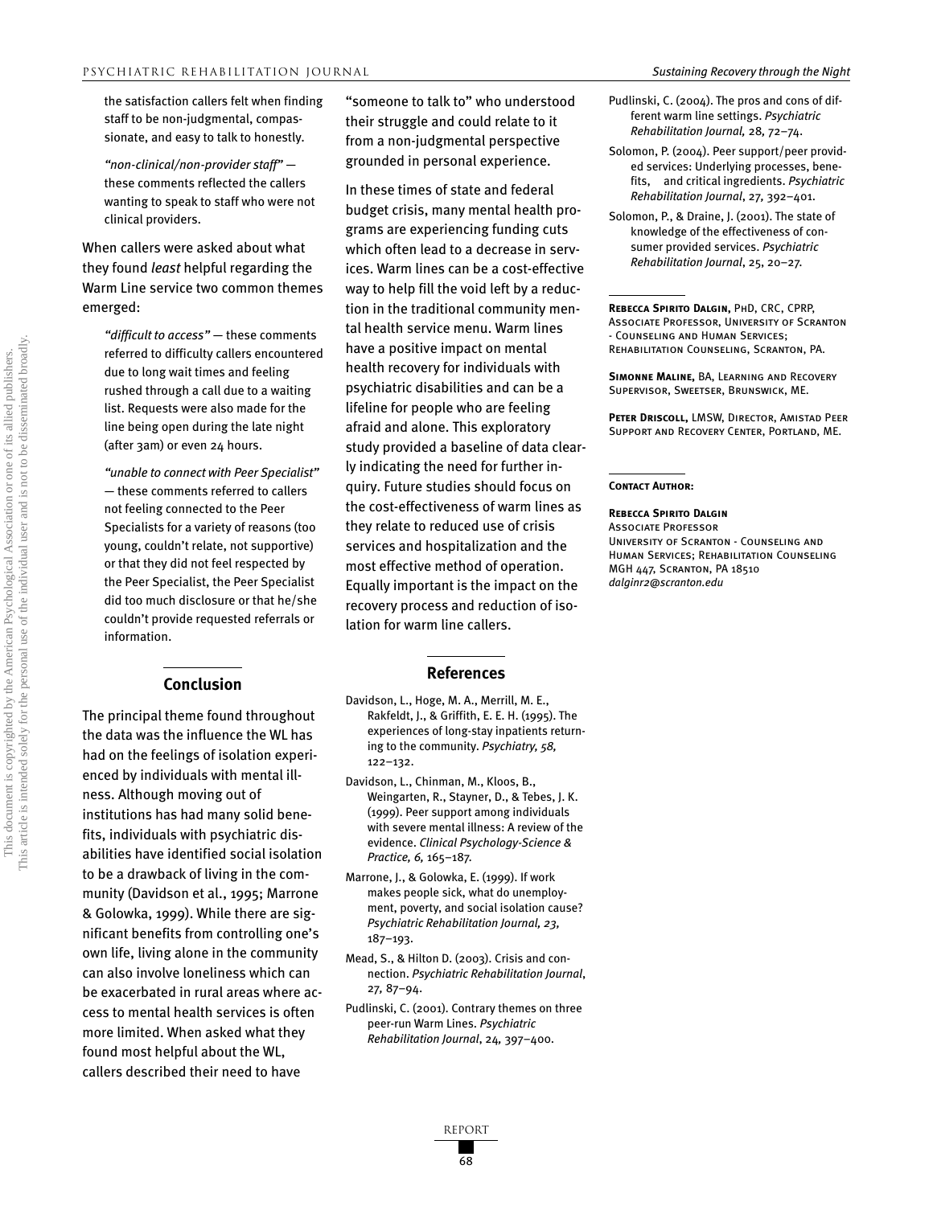the satisfaction callers felt when finding staff to be non-judgmental, compassionate, and easy to talk to honestly.

*"non-clinical/non-provider staff"* — these comments reflected the callers wanting to speak to staff who were not clinical providers.

When callers were asked about what they found *least* helpful regarding the Warm Line service two common themes emerged:

*"difficult to access"* — these comments referred to difficulty callers encountered due to long wait times and feeling rushed through a call due to a waiting list. Requests were also made for the line being open during the late night (after 3am) or even 24 hours.

*"unable to connect with Peer Specialist"* — these comments referred to callers not feeling connected to the Peer Specialists for a variety of reasons (too young, couldn't relate, not supportive) or that they did not feel respected by the Peer Specialist, the Peer Specialist did too much disclosure or that he/she couldn't provide requested referrals or information.

## Conclusion

The principal theme found throughout the data was the influence the WL has had on the feelings of isolation experienced by individuals with mental illness. Although moving out of institutions has had many solid benefits, individuals with psychiatric disabilities have identified social isolation to be a drawback of living in the community (Davidson et al., 1995; Marrone & Golowka, 1999). While there are significant benefits from controlling one's own life, living alone in the community can also involve loneliness which can be exacerbated in rural areas where access to mental health services is often more limited. When asked what they found most helpful about the WL, callers described their need to have "someone to talk to" who understood their struggle and could relate to it from a non-judgmental perspective grounded in personal experience.

In these times of state and federal budget crisis, many mental health programs are experiencing funding cuts which often lead to a decrease in services. Warm lines can be a cost-effective way to help fill the void left by a reduction in the traditional community mental health service menu. Warm lines have a positive impact on mental health recovery for individuals with psychiatric disabilities and can be a lifeline for people who are feeling afraid and alone. This exploratory study provided a baseline of data clearly indicating the need for further inquiry. Future studies should focus on the cost-effectiveness of warm lines as they relate to reduced use of crisis services and hospitalization and the most effective method of operation. Equally important is the impact on the recovery process and reduction of isolation for warm line callers.

## References

Davidson, L., Hoge, M. A., Merrill, M. E., Rakfeldt, J., & Griffith, E. E. H. (1995). The experiences of long-stay inpatients returning to the community. *Psychiatry, 58,* 122–132.

Davidson, L., Chinman, M., Kloos, B., Weingarten, R., Stayner, D., & Tebes, J. K. (1999). Peer support among individuals with severe mental illness: A review of the evidence. *Clinical Psychology-Science & Practice, 6,* 165–187.

Marrone, J., & Golowka, E. (1999). If work makes people sick, what do unemployment, poverty, and social isolation cause? *Psychiatric Rehabilitation Journal, 23,* 187–193.

Mead, S., & Hilton D. (2003). Crisis and connection. *Psychiatric Rehabilitation Journal*, 27, 87–94.

Pudlinski, C. (2001). Contrary themes on three peer-run Warm Lines. *Psychiatric Rehabilitation Journal*, 24, 397–400.

Pudlinski, C. (2004). The pros and cons of different warm line settings. *Psychiatric Rehabilitation Journal,* 28, 72–74.

Solomon, P. (2004). Peer support/peer provided services: Underlying processes, benefits, and critical ingredients. *Psychiatric Rehabilitation Journal*, 27, 392–401.

Solomon, P., & Draine, J. (2001). The state of knowledge of the effectiveness of consumer provided services. *Psychiatric Rehabilitation Journal*, 25, 20–27.

**Rebecca Spirito Dalgin,** PhD, CRC, CPRP, Associate Professor, University of Scranton - Counseling and Human Services; Rehabilitation Counseling, Scranton, PA.

**Simonne Maline,** BA, Learning and Recovery Supervisor, Sweetser, Brunswick, ME.

**Peter Driscoll,** LMSW, Director, Amistad Peer Support and Recovery Center, Portland, ME.

**Contact Author:**

**Rebecca Spirito Dalgin**
Associate Professor
University of Scranton - Counseling and Human Services; Rehabilitation Counseling
MGH 447, Scranton, PA 18510
*dalginr2@scranton.edu*